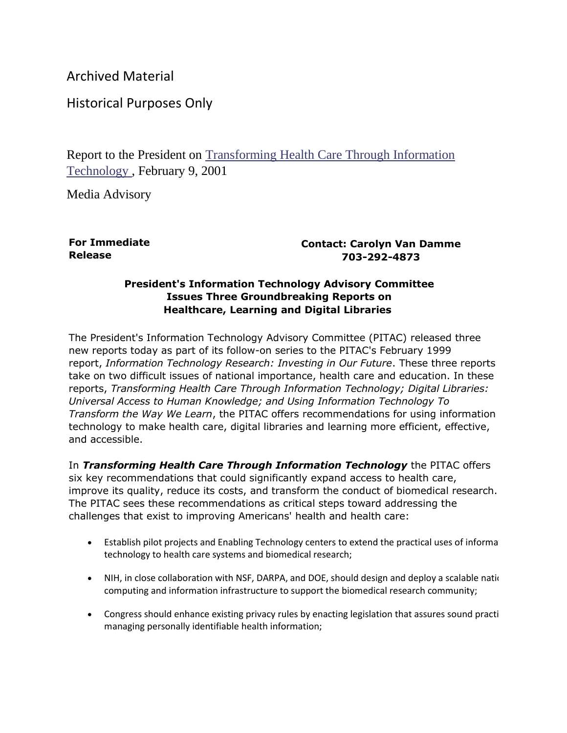Archived Material

Historical Purposes Only

Report to the President on Transforming Health Care Through Information Technology , February 9, 2001

Media Advisory

**For Immediate Release**

**Contact: Carolyn Van Damme 703-292-4873**

**President's Information Technology Advisory Committee Issues Three Groundbreaking Reports on Healthcare, Learning and Digital Libraries**

The President's Information Technology Advisory Committee (PITAC) released three new reports today as part of its follow-on series to the PITAC's February 1999 report, *Information Technology Research: Investing in Our Future*. These three reports take on two difficult issues of national importance, health care and education. In these reports, *Transforming Health Care Through Information Technology; Digital Libraries: Universal Access to Human Knowledge; and Using Information Technology To Transform the Way We Learn*, the PITAC offers recommendations for using information technology to make health care, digital libraries and learning more efficient, effective, and accessible.

In ***Transforming Health Care Through Information Technology*** the PITAC offers six key recommendations that could significantly expand access to health care, improve its quality, reduce its costs, and transform the conduct of biomedical research. The PITAC sees these recommendations as critical steps toward addressing the challenges that exist to improving Americans' health and health care:

- Establish pilot projects and Enabling Technology centers to extend the practical uses of informa technology to health care systems and biomedical research;
- NIH, in close collaboration with NSF, DARPA, and DOE, should design and deploy a scalable nati computing and information infrastructure to support the biomedical research community;
- Congress should enhance existing privacy rules by enacting legislation that assures sound practi managing personally identifiable health information;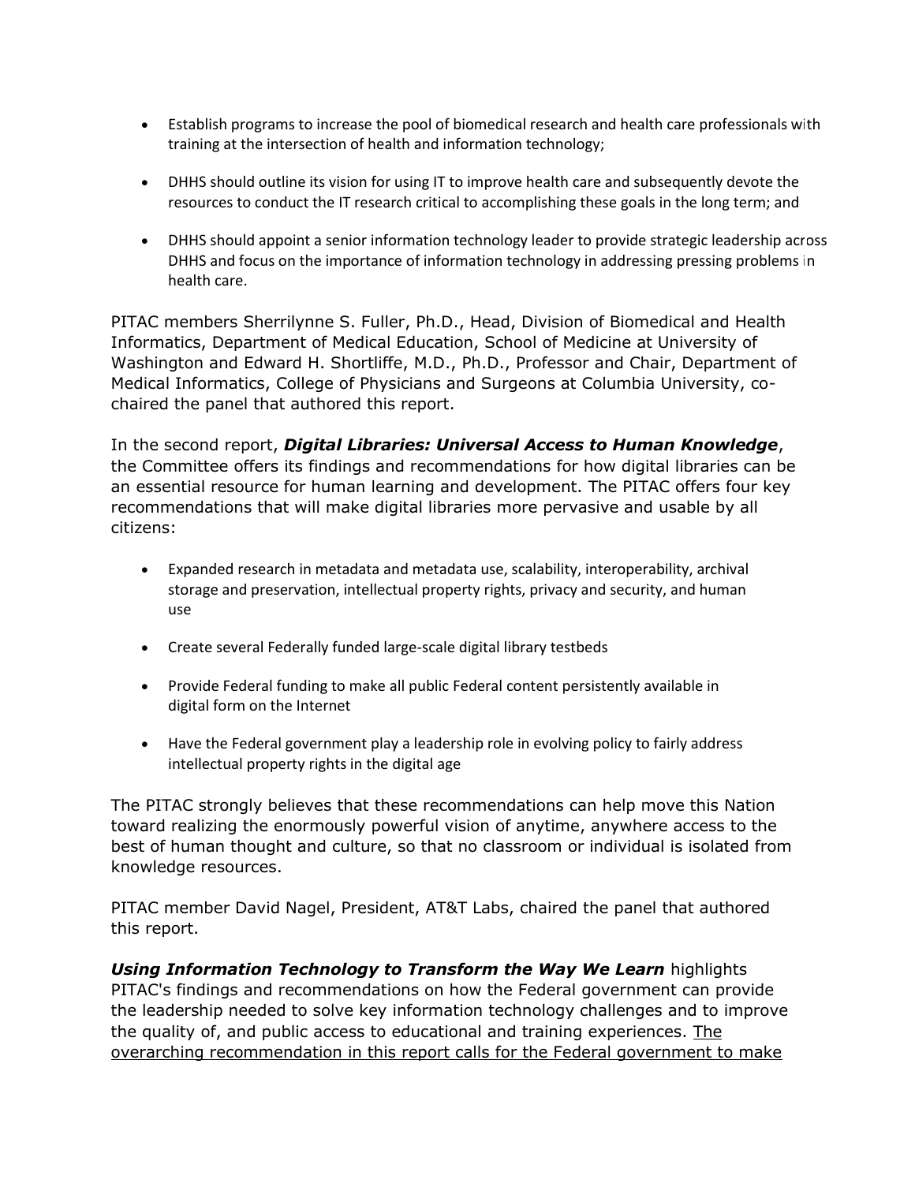- Establish programs to increase the pool of biomedical research and health care professionals with training at the intersection of health and information technology;

- DHHS should outline its vision for using IT to improve health care and subsequently devote the resources to conduct the IT research critical to accomplishing these goals in the long term; and

- DHHS should appoint a senior information technology leader to provide strategic leadership across DHHS and focus on the importance of information technology in addressing pressing problems in health care.

PITAC members Sherrilynne S. Fuller, Ph.D., Head, Division of Biomedical and Health Informatics, Department of Medical Education, School of Medicine at University of Washington and Edward H. Shortliffe, M.D., Ph.D., Professor and Chair, Department of Medical Informatics, College of Physicians and Surgeons at Columbia University, co-chaired the panel that authored this report.

In the second report, ***Digital Libraries: Universal Access to Human Knowledge***, the Committee offers its findings and recommendations for how digital libraries can be an essential resource for human learning and development. The PITAC offers four key recommendations that will make digital libraries more pervasive and usable by all citizens:

- Expanded research in metadata and metadata use, scalability, interoperability, archival storage and preservation, intellectual property rights, privacy and security, and human use

- Create several Federally funded large-scale digital library testbeds

- Provide Federal funding to make all public Federal content persistently available in digital form on the Internet

- Have the Federal government play a leadership role in evolving policy to fairly address intellectual property rights in the digital age

The PITAC strongly believes that these recommendations can help move this Nation toward realizing the enormously powerful vision of anytime, anywhere access to the best of human thought and culture, so that no classroom or individual is isolated from knowledge resources.

PITAC member David Nagel, President, AT&T Labs, chaired the panel that authored this report.

***Using Information Technology to Transform the Way We Learn*** highlights PITAC's findings and recommendations on how the Federal government can provide the leadership needed to solve key information technology challenges and to improve the quality of, and public access to educational and training experiences. The overarching recommendation in this report calls for the Federal government to make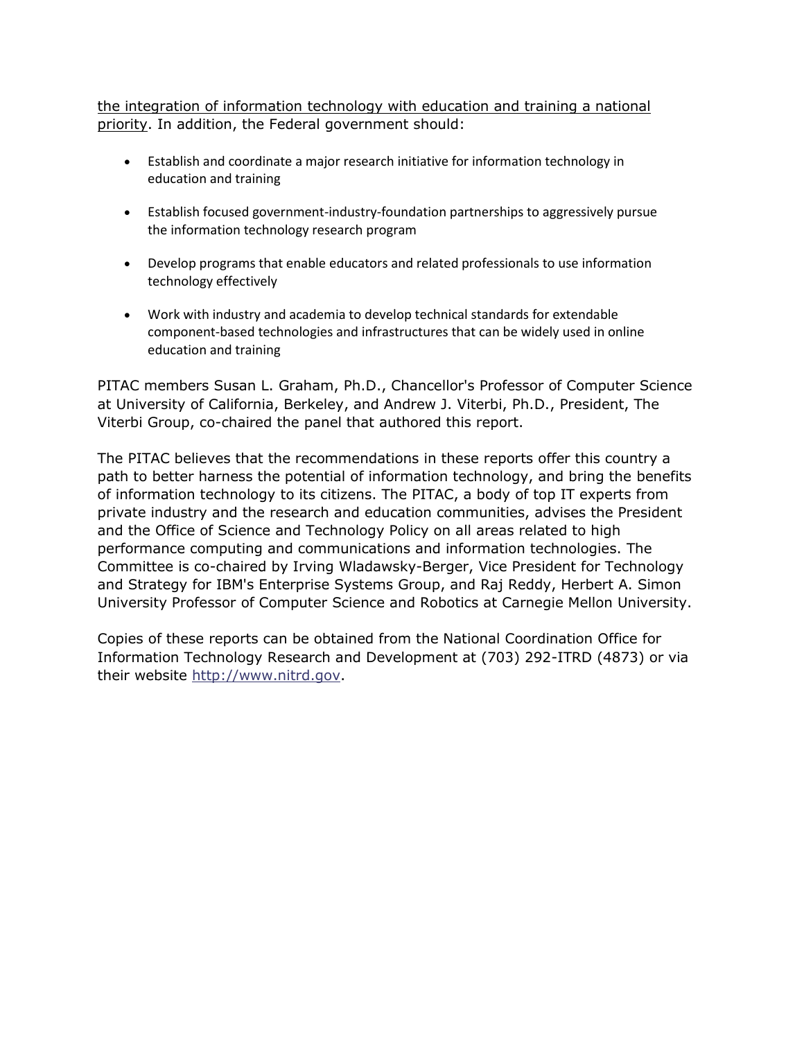<u>the integration of information technology with education and training a national priority</u>. In addition, the Federal government should:

- Establish and coordinate a major research initiative for information technology in education and training
- Establish focused government-industry-foundation partnerships to aggressively pursue the information technology research program
- Develop programs that enable educators and related professionals to use information technology effectively
- Work with industry and academia to develop technical standards for extendable component-based technologies and infrastructures that can be widely used in online education and training

PITAC members Susan L. Graham, Ph.D., Chancellor's Professor of Computer Science at University of California, Berkeley, and Andrew J. Viterbi, Ph.D., President, The Viterbi Group, co-chaired the panel that authored this report.

The PITAC believes that the recommendations in these reports offer this country a path to better harness the potential of information technology, and bring the benefits of information technology to its citizens. The PITAC, a body of top IT experts from private industry and the research and education communities, advises the President and the Office of Science and Technology Policy on all areas related to high performance computing and communications and information technologies. The Committee is co-chaired by Irving Wladawsky-Berger, Vice President for Technology and Strategy for IBM's Enterprise Systems Group, and Raj Reddy, Herbert A. Simon University Professor of Computer Science and Robotics at Carnegie Mellon University.

Copies of these reports can be obtained from the National Coordination Office for Information Technology Research and Development at (703) 292-ITRD (4873) or via their website [http://www.nitrd.gov](http://www.nitrd.gov).